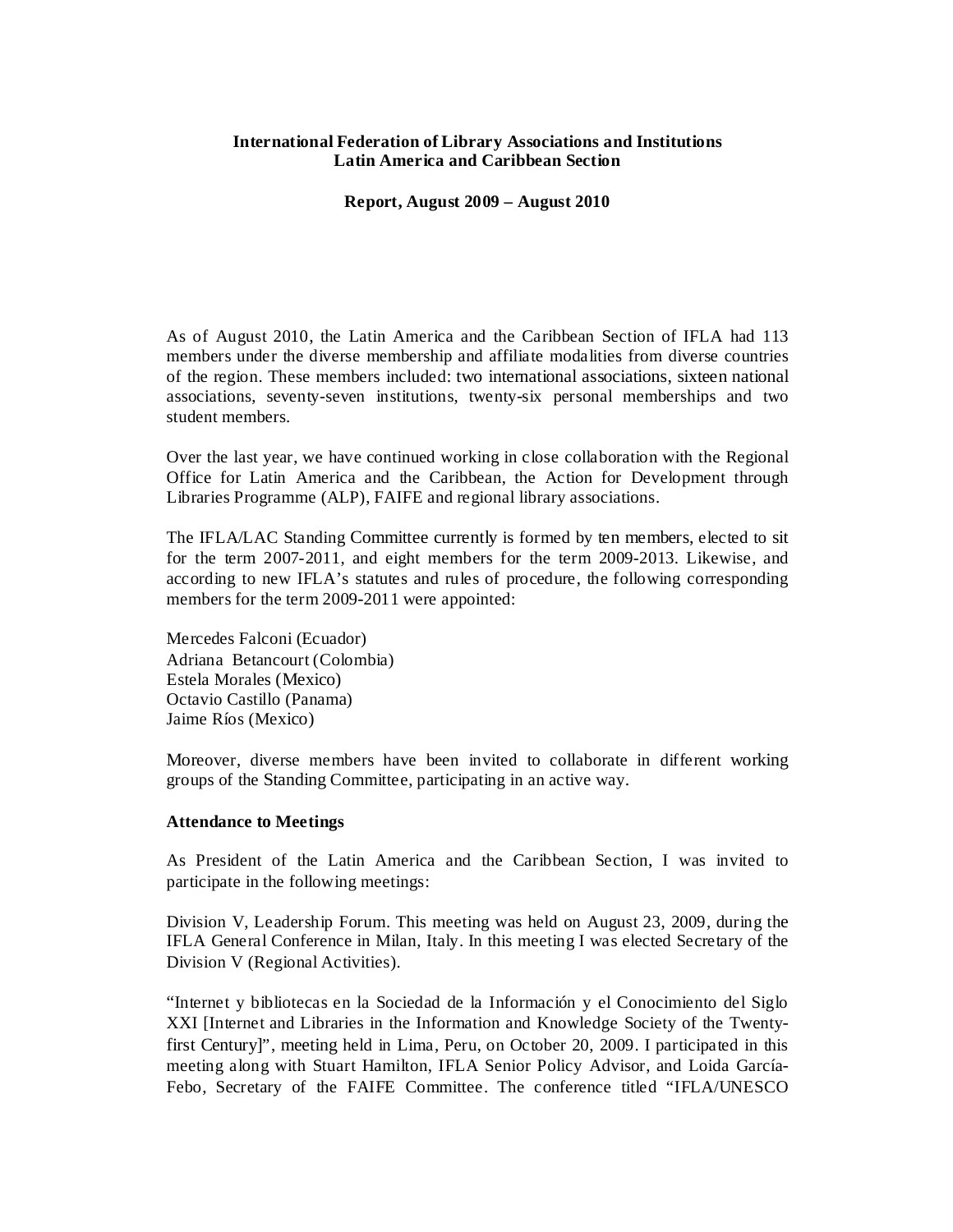**International Federation of Library Associations and Institutions**
**Latin America and Caribbean Section**

**Report, August 2009 – August 2010**

As of August 2010, the Latin America and the Caribbean Section of IFLA had 113 members under the diverse membership and affiliate modalities from diverse countries of the region. These members included: two international associations, sixteen national associations, seventy-seven institutions, twenty-six personal memberships and two student members.

Over the last year, we have continued working in close collaboration with the Regional Office for Latin America and the Caribbean, the Action for Development through Libraries Programme (ALP), FAIFE and regional library associations.

The IFLA/LAC Standing Committee currently is formed by ten members, elected to sit for the term 2007-2011, and eight members for the term 2009-2013. Likewise, and according to new IFLA's statutes and rules of procedure, the following corresponding members for the term 2009-2011 were appointed:

Mercedes Falconi (Ecuador)
Adriana Betancourt (Colombia)
Estela Morales (Mexico)
Octavio Castillo (Panama)
Jaime Ríos (Mexico)

Moreover, diverse members have been invited to collaborate in different working groups of the Standing Committee, participating in an active way.

**Attendance to Meetings**

As President of the Latin America and the Caribbean Section, I was invited to participate in the following meetings:

Division V, Leadership Forum. This meeting was held on August 23, 2009, during the IFLA General Conference in Milan, Italy. In this meeting I was elected Secretary of the Division V (Regional Activities).

"Internet y bibliotecas en la Sociedad de la Información y el Conocimiento del Siglo XXI [Internet and Libraries in the Information and Knowledge Society of the Twenty-first Century]", meeting held in Lima, Peru, on October 20, 2009. I participated in this meeting along with Stuart Hamilton, IFLA Senior Policy Advisor, and Loida García-Febo, Secretary of the FAIFE Committee. The conference titled "IFLA/UNESCO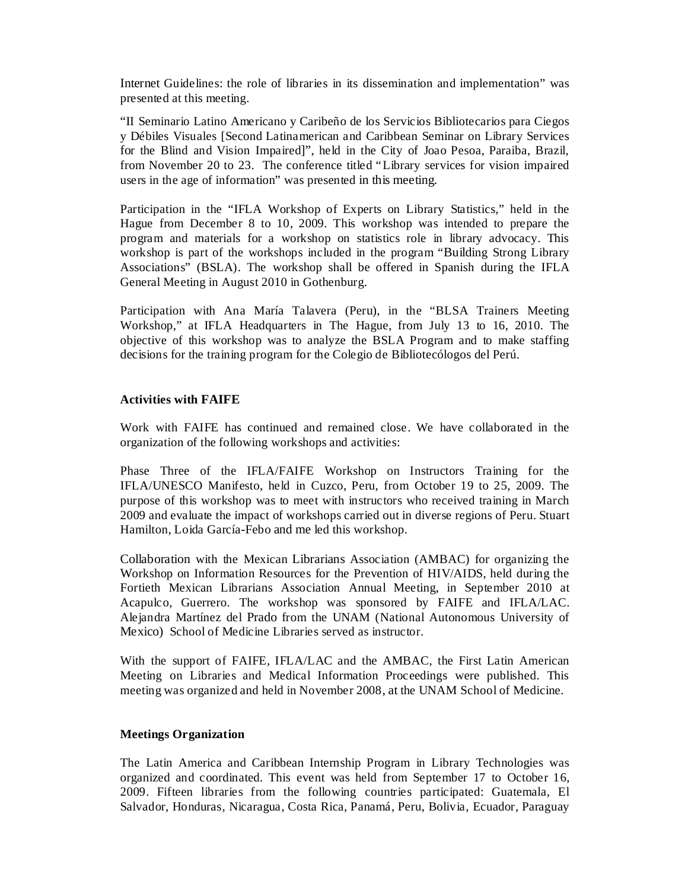Internet Guidelines: the role of libraries in its dissemination and implementation" was presented at this meeting.

"II Seminario Latino Americano y Caribeño de los Servicios Bibliotecarios para Ciegos y Débiles Visuales [Second Latinamerican and Caribbean Seminar on Library Services for the Blind and Vision Impaired]", held in the City of Joao Pesoa, Paraiba, Brazil, from November 20 to 23. The conference titled "Library services for vision impaired users in the age of information" was presented in this meeting.

Participation in the "IFLA Workshop of Experts on Library Statistics," held in the Hague from December 8 to 10, 2009. This workshop was intended to prepare the program and materials for a workshop on statistics role in library advocacy. This workshop is part of the workshops included in the program "Building Strong Library Associations" (BSLA). The workshop shall be offered in Spanish during the IFLA General Meeting in August 2010 in Gothenburg.

Participation with Ana María Talavera (Peru), in the "BLSA Trainers Meeting Workshop," at IFLA Headquarters in The Hague, from July 13 to 16, 2010. The objective of this workshop was to analyze the BSLA Program and to make staffing decisions for the training program for the Colegio de Bibliotecólogos del Perú.

**Activities with FAIFE**

Work with FAIFE has continued and remained close. We have collaborated in the organization of the following workshops and activities:

Phase Three of the IFLA/FAIFE Workshop on Instructors Training for the IFLA/UNESCO Manifesto, held in Cuzco, Peru, from October 19 to 25, 2009. The purpose of this workshop was to meet with instructors who received training in March 2009 and evaluate the impact of workshops carried out in diverse regions of Peru. Stuart Hamilton, Loida García-Febo and me led this workshop.

Collaboration with the Mexican Librarians Association (AMBAC) for organizing the Workshop on Information Resources for the Prevention of HIV/AIDS, held during the Fortieth Mexican Librarians Association Annual Meeting, in September 2010 at Acapulco, Guerrero. The workshop was sponsored by FAIFE and IFLA/LAC. Alejandra Martínez del Prado from the UNAM (National Autonomous University of Mexico) School of Medicine Libraries served as instructor.

With the support of FAIFE, IFLA/LAC and the AMBAC, the First Latin American Meeting on Libraries and Medical Information Proceedings were published. This meeting was organized and held in November 2008, at the UNAM School of Medicine.

**Meetings Organization**

The Latin America and Caribbean Internship Program in Library Technologies was organized and coordinated. This event was held from September 17 to October 16, 2009. Fifteen libraries from the following countries participated: Guatemala, El Salvador, Honduras, Nicaragua, Costa Rica, Panamá, Peru, Bolivia, Ecuador, Paraguay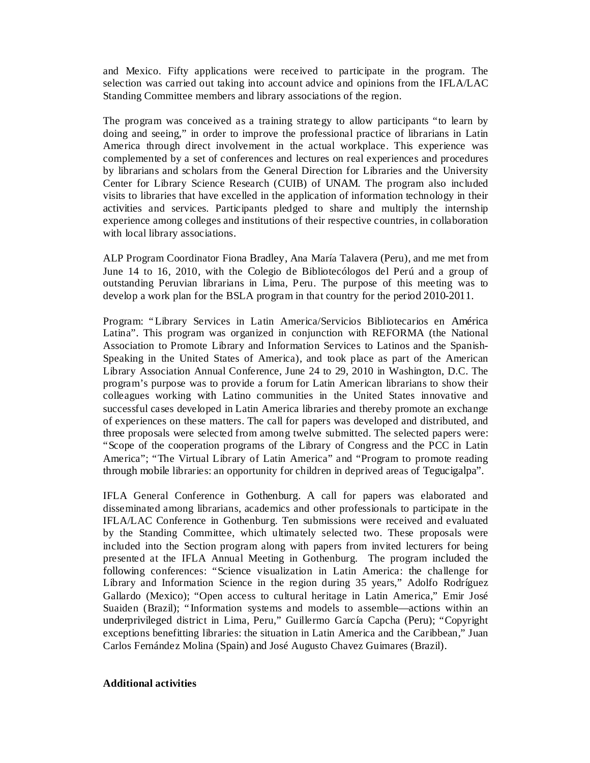and Mexico. Fifty applications were received to participate in the program. The selection was carried out taking into account advice and opinions from the IFLA/LAC Standing Committee members and library associations of the region.

The program was conceived as a training strategy to allow participants "to learn by doing and seeing," in order to improve the professional practice of librarians in Latin America through direct involvement in the actual workplace. This experience was complemented by a set of conferences and lectures on real experiences and procedures by librarians and scholars from the General Direction for Libraries and the University Center for Library Science Research (CUIB) of UNAM. The program also included visits to libraries that have excelled in the application of information technology in their activities and services. Participants pledged to share and multiply the internship experience among colleges and institutions of their respective countries, in collaboration with local library associations.

ALP Program Coordinator Fiona Bradley, Ana María Talavera (Peru), and me met from June 14 to 16, 2010, with the Colegio de Bibliotecólogos del Perú and a group of outstanding Peruvian librarians in Lima, Peru. The purpose of this meeting was to develop a work plan for the BSLA program in that country for the period 2010-2011.

Program: "Library Services in Latin America/Servicios Bibliotecarios en América Latina". This program was organized in conjunction with REFORMA (the National Association to Promote Library and Information Services to Latinos and the Spanish-Speaking in the United States of America), and took place as part of the American Library Association Annual Conference, June 24 to 29, 2010 in Washington, D.C. The program's purpose was to provide a forum for Latin American librarians to show their colleagues working with Latino communities in the United States innovative and successful cases developed in Latin America libraries and thereby promote an exchange of experiences on these matters. The call for papers was developed and distributed, and three proposals were selected from among twelve submitted. The selected papers were: "Scope of the cooperation programs of the Library of Congress and the PCC in Latin America"; "The Virtual Library of Latin America" and "Program to promote reading through mobile libraries: an opportunity for children in deprived areas of Tegucigalpa".

IFLA General Conference in Gothenburg. A call for papers was elaborated and disseminated among librarians, academics and other professionals to participate in the IFLA/LAC Conference in Gothenburg. Ten submissions were received and evaluated by the Standing Committee, which ultimately selected two. These proposals were included into the Section program along with papers from invited lecturers for being presented at the IFLA Annual Meeting in Gothenburg. The program included the following conferences: "Science visualization in Latin America: the challenge for Library and Information Science in the region during 35 years," Adolfo Rodríguez Gallardo (Mexico); "Open access to cultural heritage in Latin America," Emir José Suaiden (Brazil); "Information systems and models to assemble—actions within an underprivileged district in Lima, Peru," Guillermo García Capcha (Peru); "Copyright exceptions benefitting libraries: the situation in Latin America and the Caribbean," Juan Carlos Fernández Molina (Spain) and José Augusto Chavez Guimares (Brazil).

**Additional activities**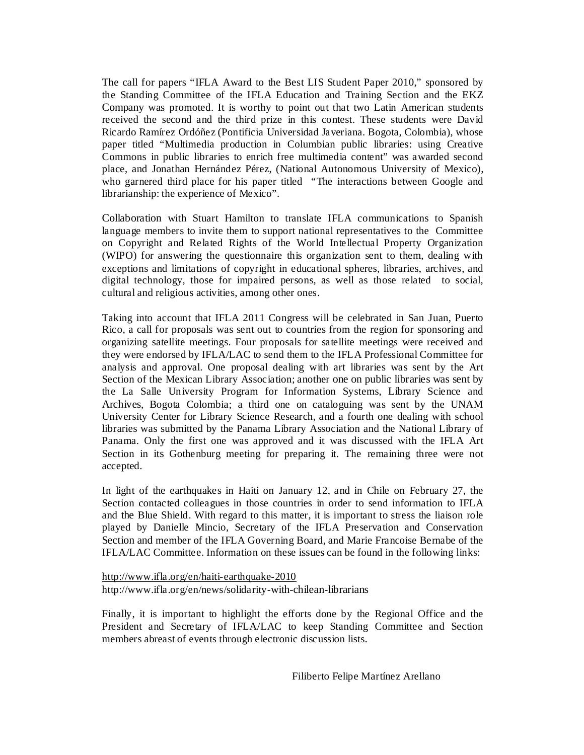The call for papers "IFLA Award to the Best LIS Student Paper 2010," sponsored by the Standing Committee of the IFLA Education and Training Section and the EKZ Company was promoted. It is worthy to point out that two Latin American students received the second and the third prize in this contest. These students were David Ricardo Ramírez Ordóñez (Pontificia Universidad Javeriana. Bogota, Colombia), whose paper titled "Multimedia production in Columbian public libraries: using Creative Commons in public libraries to enrich free multimedia content" was awarded second place, and Jonathan Hernández Pérez, (National Autonomous University of Mexico), who garnered third place for his paper titled "The interactions between Google and librarianship: the experience of Mexico".

Collaboration with Stuart Hamilton to translate IFLA communications to Spanish language members to invite them to support national representatives to the Committee on Copyright and Related Rights of the World Intellectual Property Organization (WIPO) for answering the questionnaire this organization sent to them, dealing with exceptions and limitations of copyright in educational spheres, libraries, archives, and digital technology, those for impaired persons, as well as those related to social, cultural and religious activities, among other ones.

Taking into account that IFLA 2011 Congress will be celebrated in San Juan, Puerto Rico, a call for proposals was sent out to countries from the region for sponsoring and organizing satellite meetings. Four proposals for satellite meetings were received and they were endorsed by IFLA/LAC to send them to the IFLA Professional Committee for analysis and approval. One proposal dealing with art libraries was sent by the Art Section of the Mexican Library Association; another one on public libraries was sent by the La Salle University Program for Information Systems, Library Science and Archives, Bogota Colombia; a third one on cataloguing was sent by the UNAM University Center for Library Science Research, and a fourth one dealing with school libraries was submitted by the Panama Library Association and the National Library of Panama. Only the first one was approved and it was discussed with the IFLA Art Section in its Gothenburg meeting for preparing it. The remaining three were not accepted.

In light of the earthquakes in Haiti on January 12, and in Chile on February 27, the Section contacted colleagues in those countries in order to send information to IFLA and the Blue Shield. With regard to this matter, it is important to stress the liaison role played by Danielle Mincio, Secretary of the IFLA Preservation and Conservation Section and member of the IFLA Governing Board, and Marie Francoise Bernabe of the IFLA/LAC Committee. Information on these issues can be found in the following links:

http://www.ifla.org/en/haiti-earthquake-2010
http://www.ifla.org/en/news/solidarity-with-chilean-librarians

Finally, it is important to highlight the efforts done by the Regional Office and the President and Secretary of IFLA/LAC to keep Standing Committee and Section members abreast of events through electronic discussion lists.

Filiberto Felipe Martínez Arellano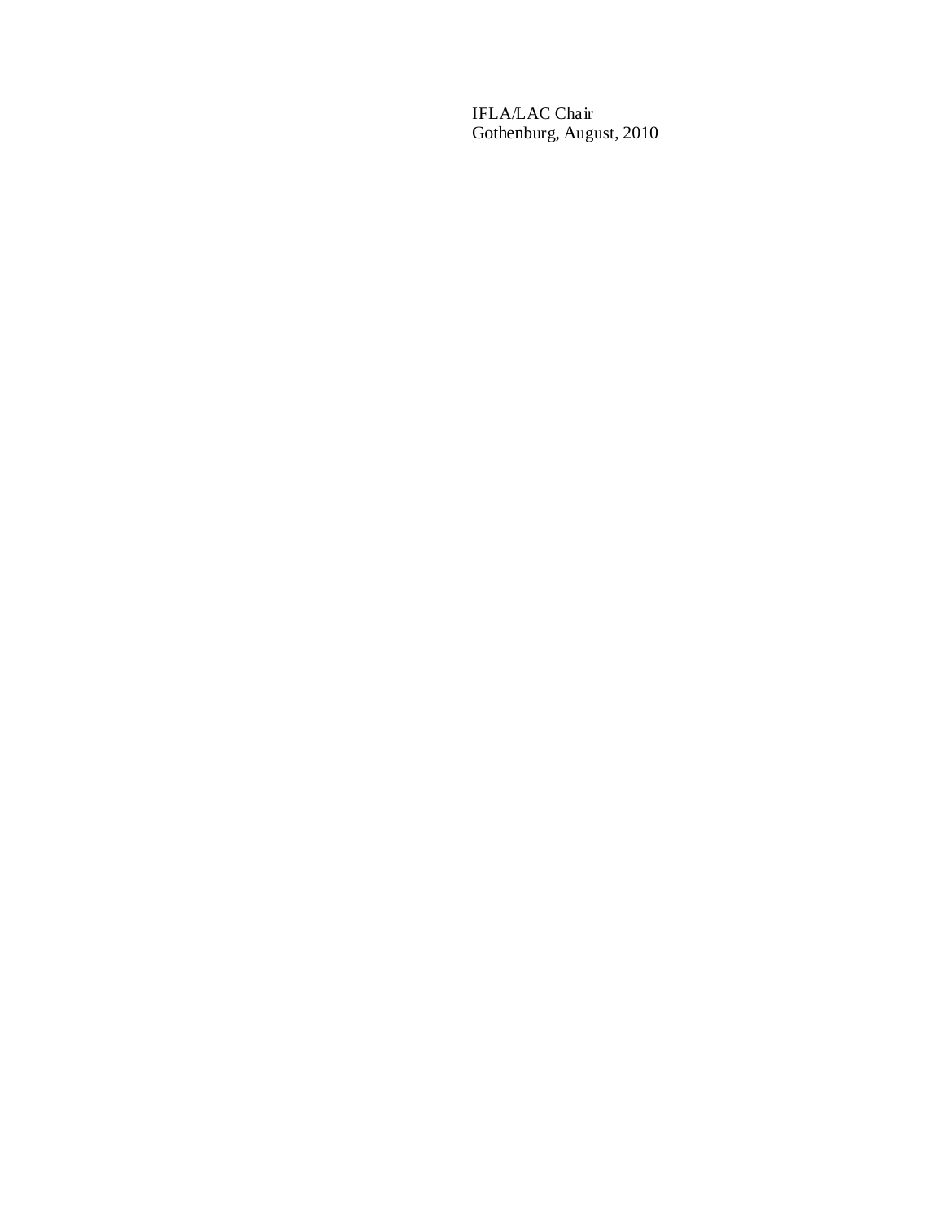IFLA/LAC Chair
Gothenburg, August, 2010